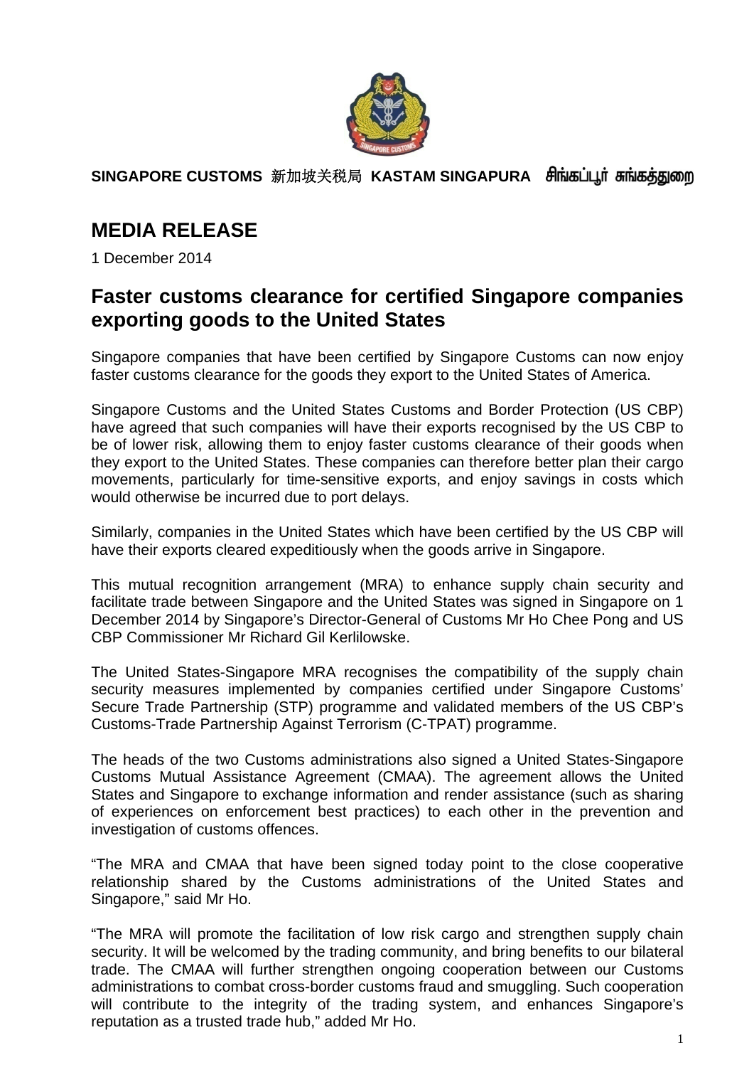**SINGAPORE CUSTOMS 新加坡关税局 KASTAM SINGAPURA சிங்கப்பூர் சுங்கத்துறை**

# MEDIA RELEASE

1 December 2014

## Faster customs clearance for certified Singapore companies exporting goods to the United States

Singapore companies that have been certified by Singapore Customs can now enjoy faster customs clearance for the goods they export to the United States of America.

Singapore Customs and the United States Customs and Border Protection (US CBP) have agreed that such companies will have their exports recognised by the US CBP to be of lower risk, allowing them to enjoy faster customs clearance of their goods when they export to the United States. These companies can therefore better plan their cargo movements, particularly for time-sensitive exports, and enjoy savings in costs which would otherwise be incurred due to port delays.

Similarly, companies in the United States which have been certified by the US CBP will have their exports cleared expeditiously when the goods arrive in Singapore.

This mutual recognition arrangement (MRA) to enhance supply chain security and facilitate trade between Singapore and the United States was signed in Singapore on 1 December 2014 by Singapore's Director-General of Customs Mr Ho Chee Pong and US CBP Commissioner Mr Richard Gil Kerlilowske.

The United States-Singapore MRA recognises the compatibility of the supply chain security measures implemented by companies certified under Singapore Customs' Secure Trade Partnership (STP) programme and validated members of the US CBP's Customs-Trade Partnership Against Terrorism (C-TPAT) programme.

The heads of the two Customs administrations also signed a United States-Singapore Customs Mutual Assistance Agreement (CMAA). The agreement allows the United States and Singapore to exchange information and render assistance (such as sharing of experiences on enforcement best practices) to each other in the prevention and investigation of customs offences.

"The MRA and CMAA that have been signed today point to the close cooperative relationship shared by the Customs administrations of the United States and Singapore," said Mr Ho.

"The MRA will promote the facilitation of low risk cargo and strengthen supply chain security. It will be welcomed by the trading community, and bring benefits to our bilateral trade. The CMAA will further strengthen ongoing cooperation between our Customs administrations to combat cross-border customs fraud and smuggling. Such cooperation will contribute to the integrity of the trading system, and enhances Singapore's reputation as a trusted trade hub," added Mr Ho.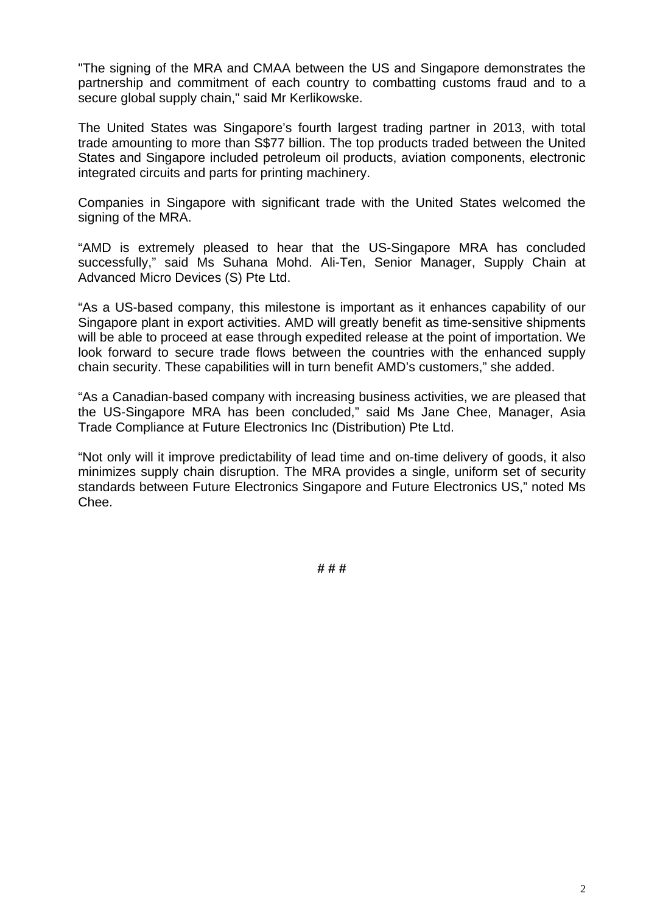"The signing of the MRA and CMAA between the US and Singapore demonstrates the partnership and commitment of each country to combatting customs fraud and to a secure global supply chain," said Mr Kerlikowske.

The United States was Singapore's fourth largest trading partner in 2013, with total trade amounting to more than S$77 billion. The top products traded between the United States and Singapore included petroleum oil products, aviation components, electronic integrated circuits and parts for printing machinery.

Companies in Singapore with significant trade with the United States welcomed the signing of the MRA.

"AMD is extremely pleased to hear that the US-Singapore MRA has concluded successfully," said Ms Suhana Mohd. Ali-Ten, Senior Manager, Supply Chain at Advanced Micro Devices (S) Pte Ltd.

"As a US-based company, this milestone is important as it enhances capability of our Singapore plant in export activities. AMD will greatly benefit as time-sensitive shipments will be able to proceed at ease through expedited release at the point of importation. We look forward to secure trade flows between the countries with the enhanced supply chain security. These capabilities will in turn benefit AMD's customers," she added.

"As a Canadian-based company with increasing business activities, we are pleased that the US-Singapore MRA has been concluded," said Ms Jane Chee, Manager, Asia Trade Compliance at Future Electronics Inc (Distribution) Pte Ltd.

"Not only will it improve predictability of lead time and on-time delivery of goods, it also minimizes supply chain disruption. The MRA provides a single, uniform set of security standards between Future Electronics Singapore and Future Electronics US," noted Ms Chee.

# # #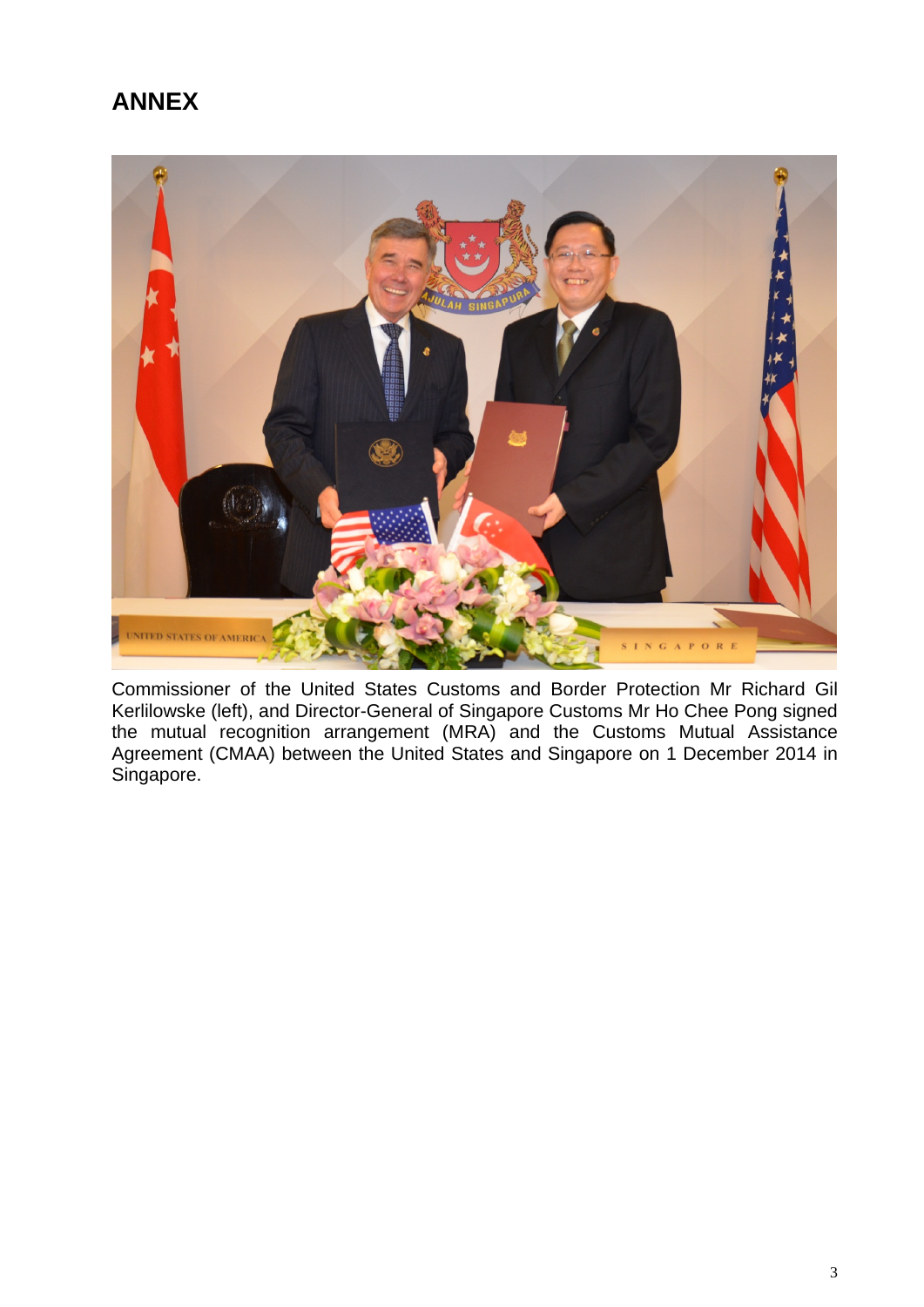# ANNEX

Commissioner of the United States Customs and Border Protection Mr Richard Gil Kerlilowske (left), and Director-General of Singapore Customs Mr Ho Chee Pong signed the mutual recognition arrangement (MRA) and the Customs Mutual Assistance Agreement (CMAA) between the United States and Singapore on 1 December 2014 in Singapore.